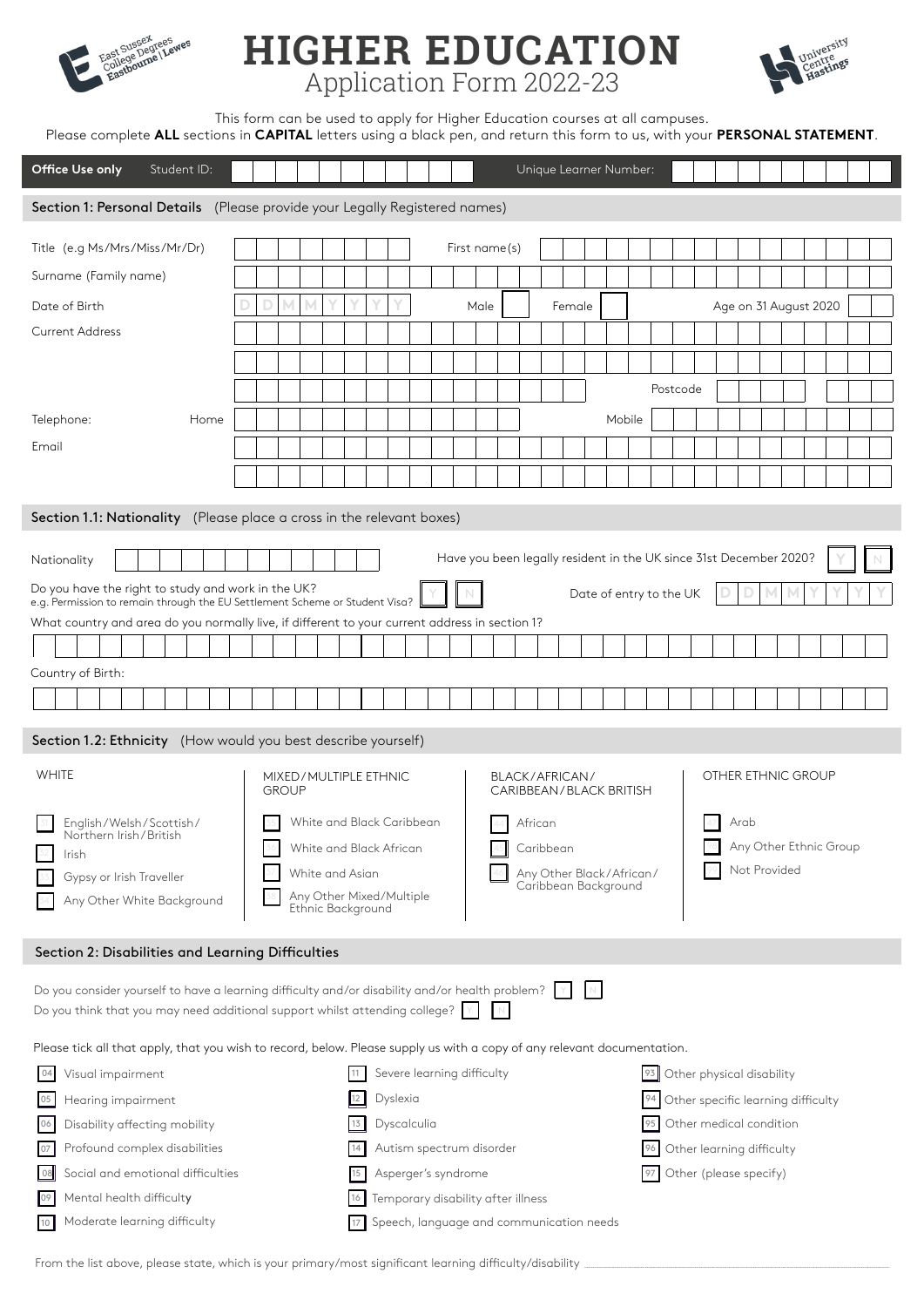East Sussex College Degrees Eastbourne | Lewes

# HIGHER EDUCATION

Application Form 2022-23

University Centre Hastings

This form can be used to apply for Higher Education courses at all campuses.
Please complete **ALL** sections in **CAPITAL** letters using a black pen, and return this form to us, with your **PERSONAL STATEMENT**.

**Office Use only** Student ID: Unique Learner Number:

## Section 1: Personal Details (Please provide your Legally Registered names)

Title (e.g Ms/Mrs/Miss/Mr/Dr) First name(s)

Surname (Family name)

Date of Birth D D M M Y Y Y Y Male Female Age on 31 August 2020

Current Address

Postcode

Telephone: Home Mobile

Email

## Section 1.1: Nationality (Please place a cross in the relevant boxes)

Nationality Have you been legally resident in the UK since 31st December 2020? Y N

Do you have the right to study and work in the UK?
e.g. Permission to remain through the EU Settlement Scheme or Student Visa? Y N Date of entry to the UK D D M M Y Y Y Y

What country and area do you normally live, if different to your current address in section 1?

Country of Birth:

## Section 1.2: Ethnicity (How would you best describe yourself)

**WHITE**

- English/Welsh/Scottish/Northern Irish/British
- Irish
- Gypsy or Irish Traveller
- Any Other White Background

**MIXED/MULTIPLE ETHNIC GROUP**

- White and Black Caribbean
- White and Black African
- White and Asian
- Any Other Mixed/Multiple Ethnic Background

**BLACK/AFRICAN/CARIBBEAN/BLACK BRITISH**

- African
- Caribbean
- Any Other Black/African/Caribbean Background

**OTHER ETHNIC GROUP**

- Arab
- Any Other Ethnic Group
- Not Provided

## Section 2: Disabilities and Learning Difficulties

Do you consider yourself to have a learning difficulty and/or disability and/or health problem? Y N
Do you think that you may need additional support whilst attending college? Y N

Please tick all that apply, that you wish to record, below. Please supply us with a copy of any relevant documentation.

- 04 Visual impairment
- 05 Hearing impairment
- 06 Disability affecting mobility
- 07 Profound complex disabilities
- 08 Social and emotional difficulties
- 09 Mental health difficulty
- 10 Moderate learning difficulty
- 11 Severe learning difficulty
- 12 Dyslexia
- 13 Dyscalculia
- 14 Autism spectrum disorder
- 15 Asperger's syndrome
- 16 Temporary disability after illness
- 17 Speech, language and communication needs
- 93 Other physical disability
- 94 Other specific learning difficulty
- 95 Other medical condition
- 96 Other learning difficulty
- 97 Other (please specify)

From the list above, please state, which is your primary/most significant learning difficulty/disability ______________________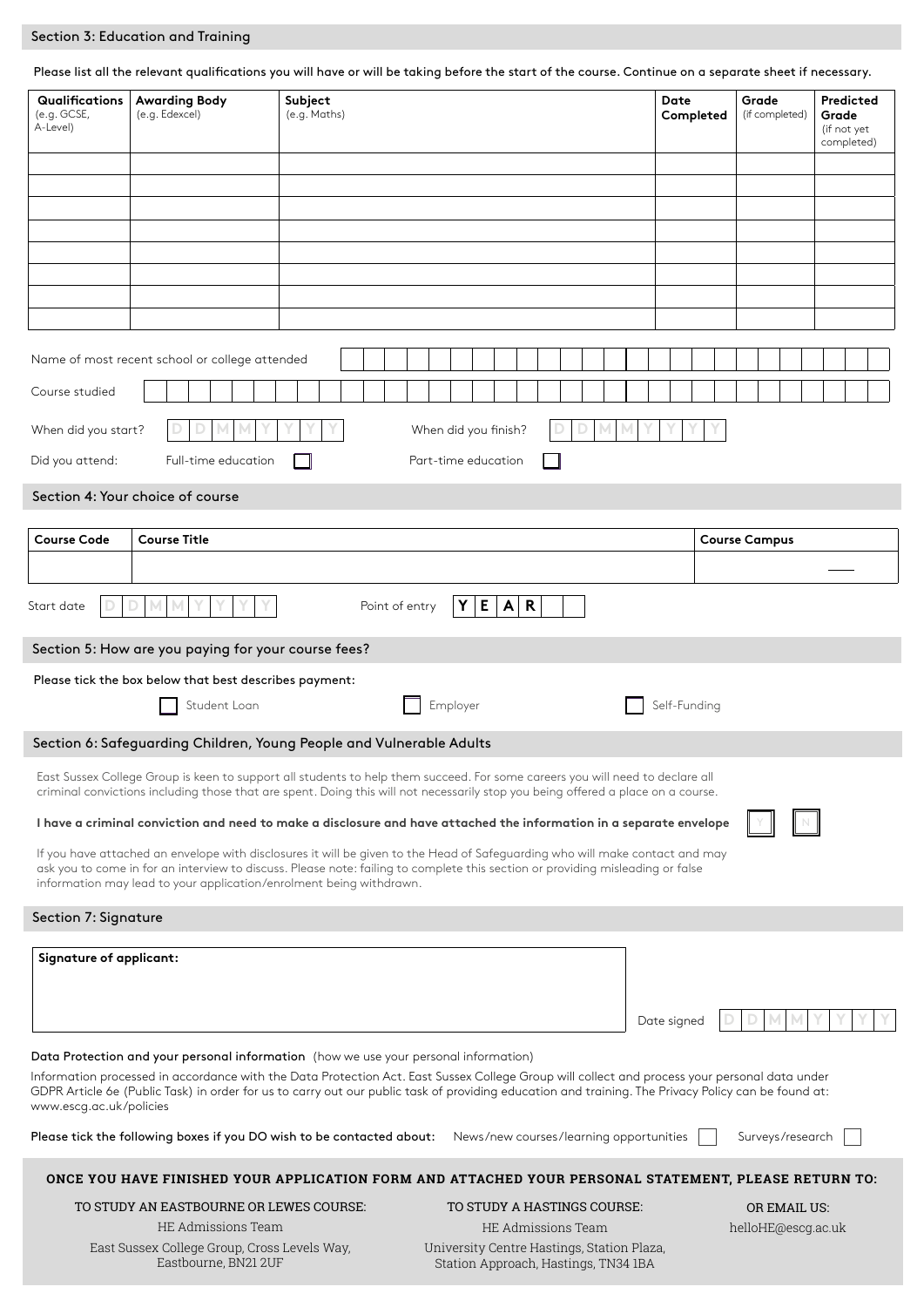## Section 3: Education and Training

Please list all the relevant qualifications you will have or will be taking before the start of the course. Continue on a separate sheet if necessary.

| **Qualifications** (e.g. GCSE, A-Level) | **Awarding Body** (e.g. Edexcel) | **Subject** (e.g. Maths) | **Date Completed** | **Grade** (if completed) | **Predicted Grade** (if not yet completed) |
|---|---|---|---|---|---|
| | | | | | |
| | | | | | |
| | | | | | |
| | | | | | |
| | | | | | |
| | | | | | |
| | | | | | |
| | | | | | |

Name of most recent school or college attended

Course studied

When did you start? DD MM YYYY

When did you finish? DD MM YYYY

Did you attend: Full-time education ☐ Part-time education ☐

## Section 4: Your choice of course

| **Course Code** | **Course Title** | **Course Campus** |
|---|---|---|
| | | |

Start date DD MM YYYY

Point of entry YEAR

## Section 5: How are you paying for your course fees?

Please tick the box below that best describes payment:

☐ Student Loan ☐ Employer ☐ Self-Funding

## Section 6: Safeguarding Children, Young People and Vulnerable Adults

East Sussex College Group is keen to support all students to help them succeed. For some careers you will need to declare all criminal convictions including those that are spent. Doing this will not necessarily stop you being offered a place on a course.

**I have a criminal conviction and need to make a disclosure and have attached the information in a separate envelope** ☐ Y ☐ N

If you have attached an envelope with disclosures it will be given to the Head of Safeguarding who will make contact and may ask you to come in for an interview to discuss. Please note: failing to complete this section or providing misleading or false information may lead to your application/enrolment being withdrawn.

## Section 7: Signature

**Signature of applicant:**

Date signed DD MM YYYY

**Data Protection and your personal information** (how we use your personal information)

Information processed in accordance with the Data Protection Act. East Sussex College Group will collect and process your personal data under GDPR Article 6e (Public Task) in order for us to carry out our public task of providing education and training. The Privacy Policy can be found at: www.escg.ac.uk/policies

**Please tick the following boxes if you DO wish to be contacted about:** News/new courses/learning opportunities ☐ Surveys/research ☐

**ONCE YOU HAVE FINISHED YOUR APPLICATION FORM AND ATTACHED YOUR PERSONAL STATEMENT, PLEASE RETURN TO:**

TO STUDY AN EASTBOURNE OR LEWES COURSE:
HE Admissions Team
East Sussex College Group, Cross Levels Way, Eastbourne, BN21 2UF

TO STUDY A HASTINGS COURSE:
HE Admissions Team
University Centre Hastings, Station Plaza, Station Approach, Hastings, TN34 1BA

OR EMAIL US:
helloHE@escg.ac.uk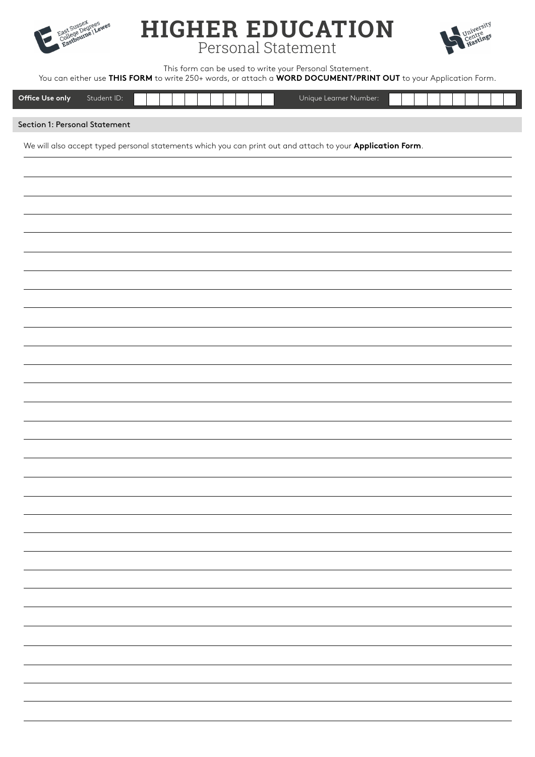# HIGHER EDUCATION

## Personal Statement

This form can be used to write your Personal Statement.
You can either use **THIS FORM** to write 250+ words, or attach a **WORD DOCUMENT/PRINT OUT** to your Application Form.

| **Office Use only** | Student ID: | | Unique Learner Number: | |
|---|---|---|---|---|

### Section 1: Personal Statement

We will also accept typed personal statements which you can print out and attach to your **Application Form**.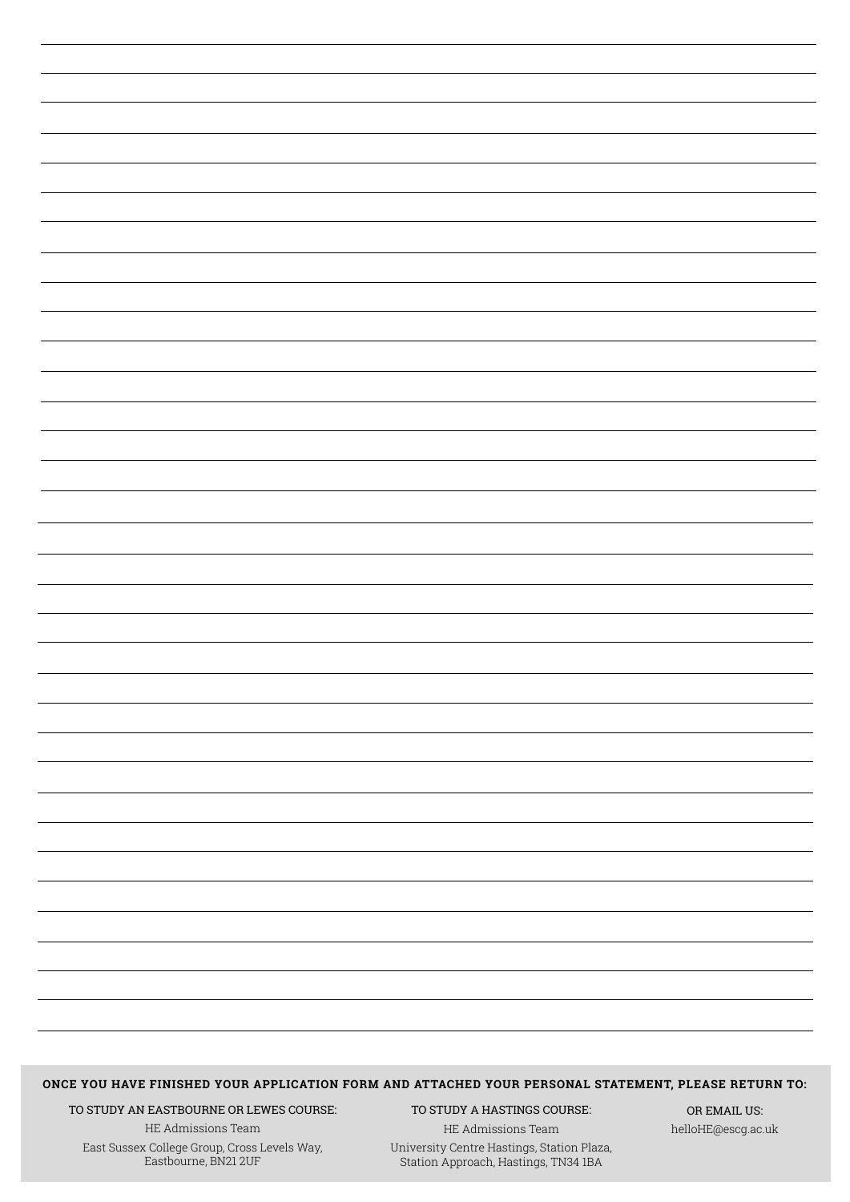**ONCE YOU HAVE FINISHED YOUR APPLICATION FORM AND ATTACHED YOUR PERSONAL STATEMENT, PLEASE RETURN TO:**

TO STUDY AN EASTBOURNE OR LEWES COURSE:

HE Admissions Team

East Sussex College Group, Cross Levels Way, Eastbourne, BN21 2UF

TO STUDY A HASTINGS COURSE:

HE Admissions Team

University Centre Hastings, Station Plaza, Station Approach, Hastings, TN34 1BA

OR EMAIL US:

helloHE@escg.ac.uk